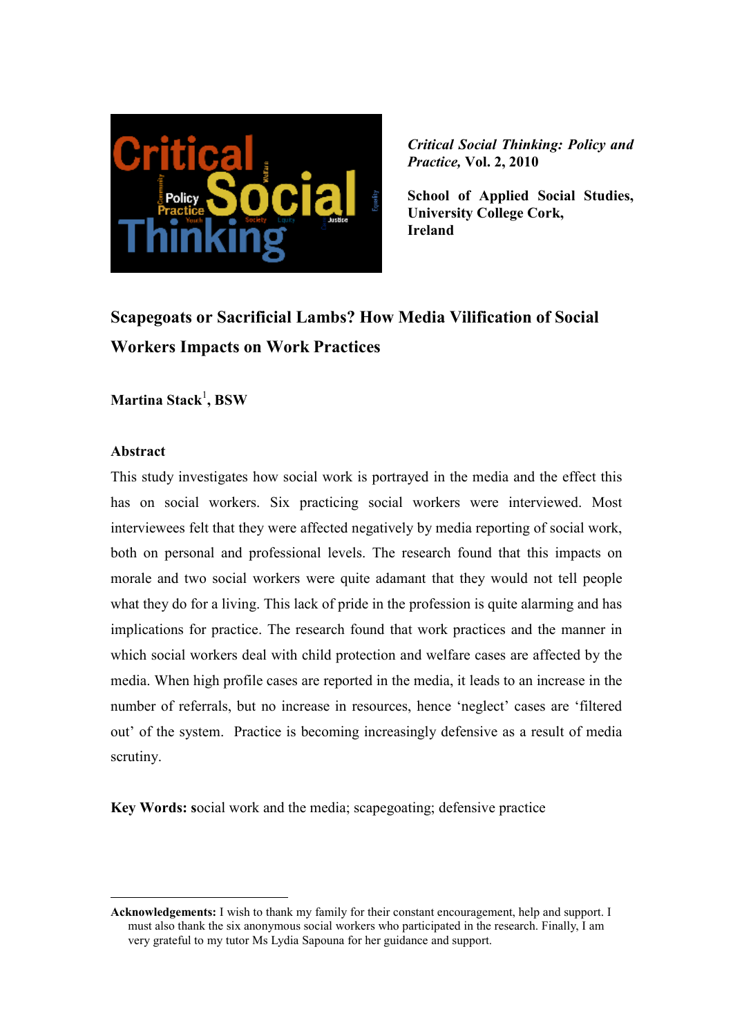*Critical Social Thinking: Policy and Practice,* Vol. 2, 2010

**School of Applied Social Studies, University College Cork, Ireland**

# Scapegoats or Sacrificial Lambs? How Media Vilification of Social Workers Impacts on Work Practices

**Martina Stack[1], BSW**

## Abstract

This study investigates how social work is portrayed in the media and the effect this has on social workers. Six practicing social workers were interviewed. Most interviewees felt that they were affected negatively by media reporting of social work, both on personal and professional levels. The research found that this impacts on morale and two social workers were quite adamant that they would not tell people what they do for a living. This lack of pride in the profession is quite alarming and has implications for practice. The research found that work practices and the manner in which social workers deal with child protection and welfare cases are affected by the media. When high profile cases are reported in the media, it leads to an increase in the number of referrals, but no increase in resources, hence 'neglect' cases are 'filtered out' of the system. Practice is becoming increasingly defensive as a result of media scrutiny.

**Key Words: s**ocial work and the media; scapegoating; defensive practice

---

**Acknowledgements:** I wish to thank my family for their constant encouragement, help and support. I must also thank the six anonymous social workers who participated in the research. Finally, I am very grateful to my tutor Ms Lydia Sapouna for her guidance and support.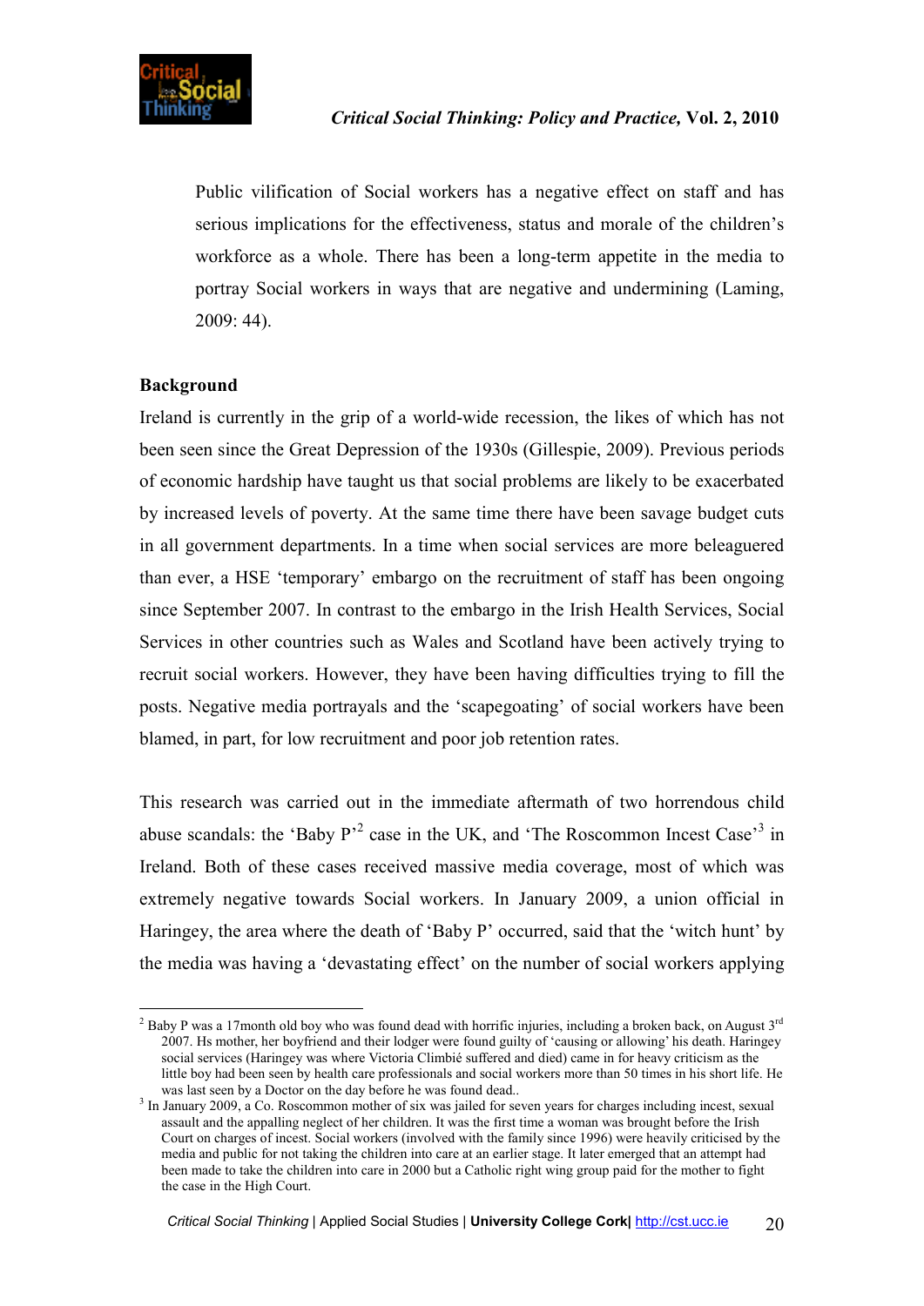Public vilification of Social workers has a negative effect on staff and has serious implications for the effectiveness, status and morale of the children's workforce as a whole. There has been a long-term appetite in the media to portray Social workers in ways that are negative and undermining (Laming, 2009: 44).

**Background**

Ireland is currently in the grip of a world-wide recession, the likes of which has not been seen since the Great Depression of the 1930s (Gillespie, 2009). Previous periods of economic hardship have taught us that social problems are likely to be exacerbated by increased levels of poverty. At the same time there have been savage budget cuts in all government departments. In a time when social services are more beleaguered than ever, a HSE 'temporary' embargo on the recruitment of staff has been ongoing since September 2007. In contrast to the embargo in the Irish Health Services, Social Services in other countries such as Wales and Scotland have been actively trying to recruit social workers. However, they have been having difficulties trying to fill the posts. Negative media portrayals and the 'scapegoating' of social workers have been blamed, in part, for low recruitment and poor job retention rates.

This research was carried out in the immediate aftermath of two horrendous child abuse scandals: the 'Baby P'[2] case in the UK, and 'The Roscommon Incest Case'[3] in Ireland. Both of these cases received massive media coverage, most of which was extremely negative towards Social workers. In January 2009, a union official in Haringey, the area where the death of 'Baby P' occurred, said that the 'witch hunt' by the media was having a 'devastating effect' on the number of social workers applying

---

[2] Baby P was a 17month old boy who was found dead with horrific injuries, including a broken back, on August 3rd 2007. Hs mother, her boyfriend and their lodger were found guilty of 'causing or allowing' his death. Haringey social services (Haringey was where Victoria Climbié suffered and died) came in for heavy criticism as the little boy had been seen by health care professionals and social workers more than 50 times in his short life. He was last seen by a Doctor on the day before he was found dead..

[3] In January 2009, a Co. Roscommon mother of six was jailed for seven years for charges including incest, sexual assault and the appalling neglect of her children. It was the first time a woman was brought before the Irish Court on charges of incest. Social workers (involved with the family since 1996) were heavily criticised by the media and public for not taking the children into care at an earlier stage. It later emerged that an attempt had been made to take the children into care in 2000 but a Catholic right wing group paid for the mother to fight the case in the High Court.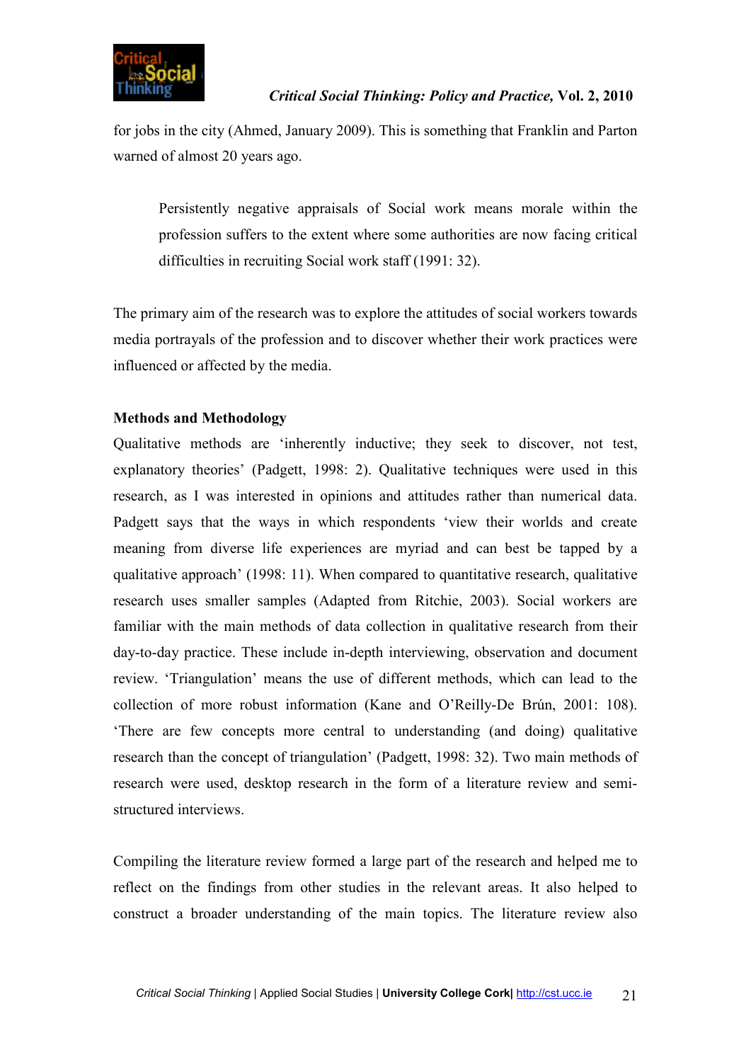for jobs in the city (Ahmed, January 2009). This is something that Franklin and Parton warned of almost 20 years ago.

> Persistently negative appraisals of Social work means morale within the profession suffers to the extent where some authorities are now facing critical difficulties in recruiting Social work staff (1991: 32).

The primary aim of the research was to explore the attitudes of social workers towards media portrayals of the profession and to discover whether their work practices were influenced or affected by the media.

**Methods and Methodology**

Qualitative methods are 'inherently inductive; they seek to discover, not test, explanatory theories' (Padgett, 1998: 2). Qualitative techniques were used in this research, as I was interested in opinions and attitudes rather than numerical data. Padgett says that the ways in which respondents 'view their worlds and create meaning from diverse life experiences are myriad and can best be tapped by a qualitative approach' (1998: 11). When compared to quantitative research, qualitative research uses smaller samples (Adapted from Ritchie, 2003). Social workers are familiar with the main methods of data collection in qualitative research from their day-to-day practice. These include in-depth interviewing, observation and document review. 'Triangulation' means the use of different methods, which can lead to the collection of more robust information (Kane and O'Reilly-De Brún, 2001: 108). 'There are few concepts more central to understanding (and doing) qualitative research than the concept of triangulation' (Padgett, 1998: 32). Two main methods of research were used, desktop research in the form of a literature review and semi-structured interviews.

Compiling the literature review formed a large part of the research and helped me to reflect on the findings from other studies in the relevant areas. It also helped to construct a broader understanding of the main topics. The literature review also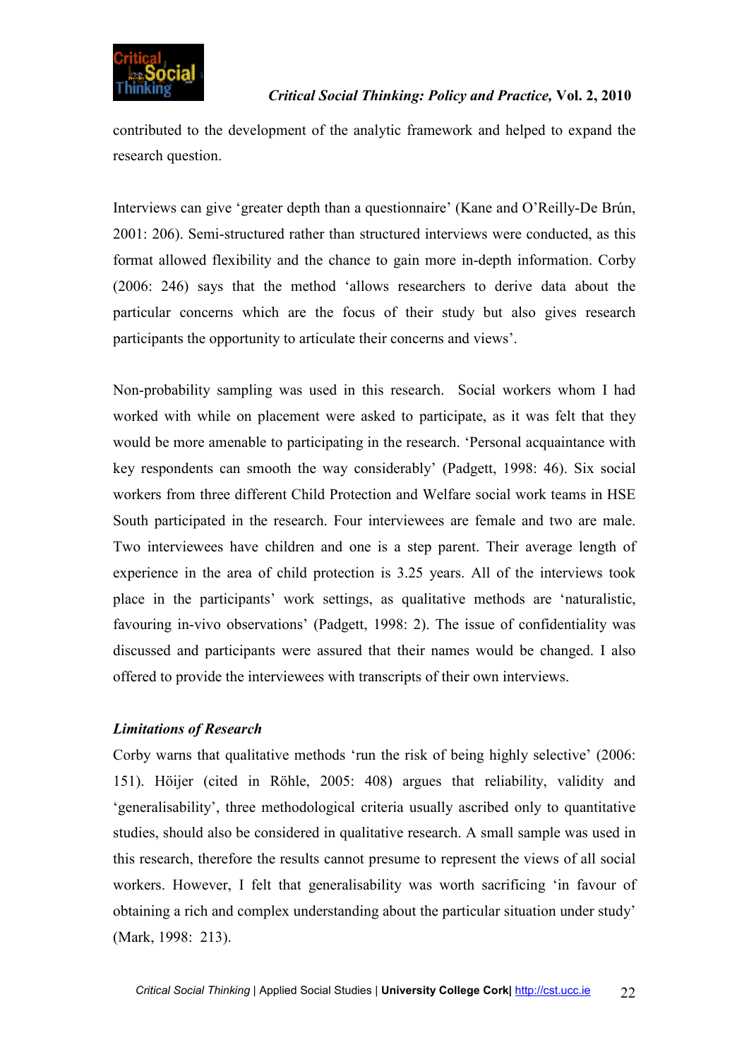contributed to the development of the analytic framework and helped to expand the research question.

Interviews can give 'greater depth than a questionnaire' (Kane and O'Reilly-De Brún, 2001: 206). Semi-structured rather than structured interviews were conducted, as this format allowed flexibility and the chance to gain more in-depth information. Corby (2006: 246) says that the method 'allows researchers to derive data about the particular concerns which are the focus of their study but also gives research participants the opportunity to articulate their concerns and views'.

Non-probability sampling was used in this research. Social workers whom I had worked with while on placement were asked to participate, as it was felt that they would be more amenable to participating in the research. 'Personal acquaintance with key respondents can smooth the way considerably' (Padgett, 1998: 46). Six social workers from three different Child Protection and Welfare social work teams in HSE South participated in the research. Four interviewees are female and two are male. Two interviewees have children and one is a step parent. Their average length of experience in the area of child protection is 3.25 years. All of the interviews took place in the participants' work settings, as qualitative methods are 'naturalistic, favouring in-vivo observations' (Padgett, 1998: 2). The issue of confidentiality was discussed and participants were assured that their names would be changed. I also offered to provide the interviewees with transcripts of their own interviews.

***Limitations of Research***

Corby warns that qualitative methods 'run the risk of being highly selective' (2006: 151). Höijer (cited in Röhle, 2005: 408) argues that reliability, validity and 'generalisability', three methodological criteria usually ascribed only to quantitative studies, should also be considered in qualitative research. A small sample was used in this research, therefore the results cannot presume to represent the views of all social workers. However, I felt that generalisability was worth sacrificing 'in favour of obtaining a rich and complex understanding about the particular situation under study' (Mark, 1998: 213).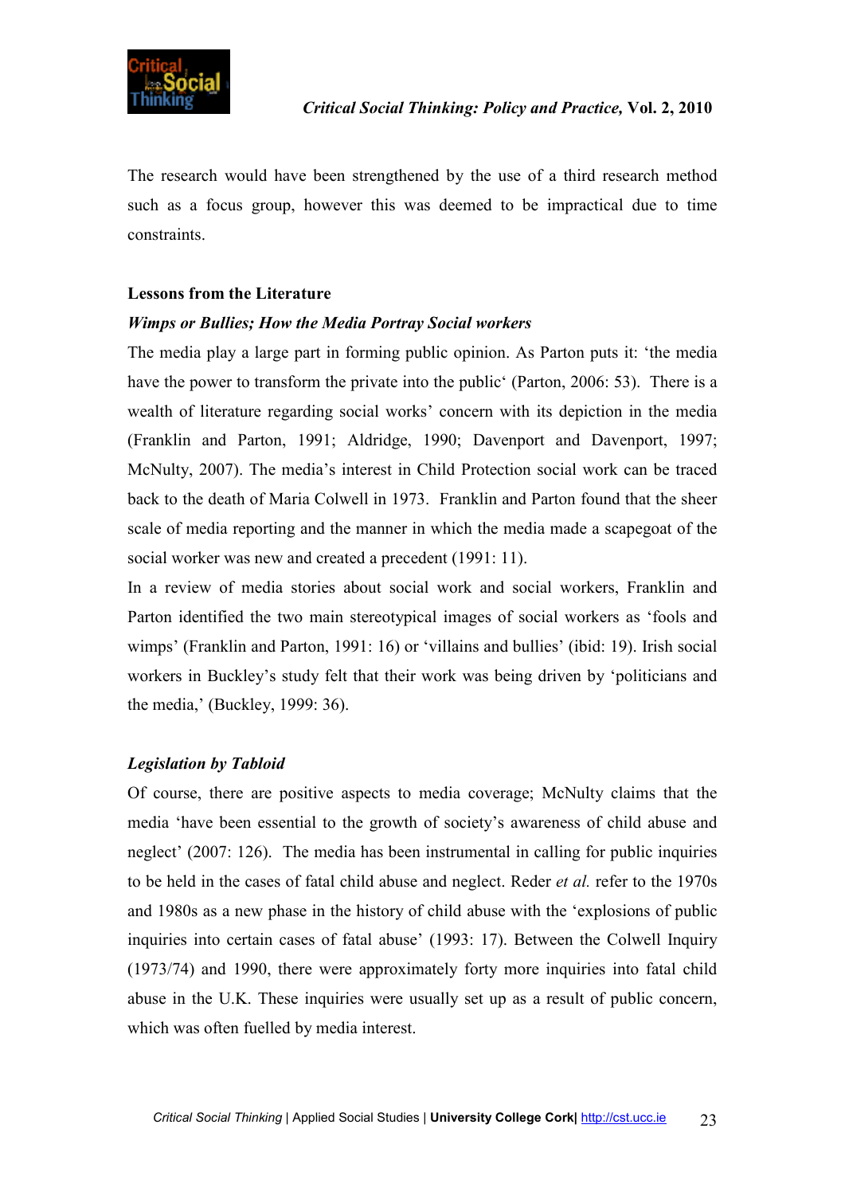The research would have been strengthened by the use of a third research method such as a focus group, however this was deemed to be impractical due to time constraints.

## Lessons from the Literature

### *Wimps or Bullies; How the Media Portray Social workers*

The media play a large part in forming public opinion. As Parton puts it: 'the media have the power to transform the private into the public' (Parton, 2006: 53). There is a wealth of literature regarding social works' concern with its depiction in the media (Franklin and Parton, 1991; Aldridge, 1990; Davenport and Davenport, 1997; McNulty, 2007). The media's interest in Child Protection social work can be traced back to the death of Maria Colwell in 1973. Franklin and Parton found that the sheer scale of media reporting and the manner in which the media made a scapegoat of the social worker was new and created a precedent (1991: 11).

In a review of media stories about social work and social workers, Franklin and Parton identified the two main stereotypical images of social workers as 'fools and wimps' (Franklin and Parton, 1991: 16) or 'villains and bullies' (ibid: 19). Irish social workers in Buckley's study felt that their work was being driven by 'politicians and the media,' (Buckley, 1999: 36).

### *Legislation by Tabloid*

Of course, there are positive aspects to media coverage; McNulty claims that the media 'have been essential to the growth of society's awareness of child abuse and neglect' (2007: 126). The media has been instrumental in calling for public inquiries to be held in the cases of fatal child abuse and neglect. Reder *et al.* refer to the 1970s and 1980s as a new phase in the history of child abuse with the 'explosions of public inquiries into certain cases of fatal abuse' (1993: 17). Between the Colwell Inquiry (1973/74) and 1990, there were approximately forty more inquiries into fatal child abuse in the U.K. These inquiries were usually set up as a result of public concern, which was often fuelled by media interest.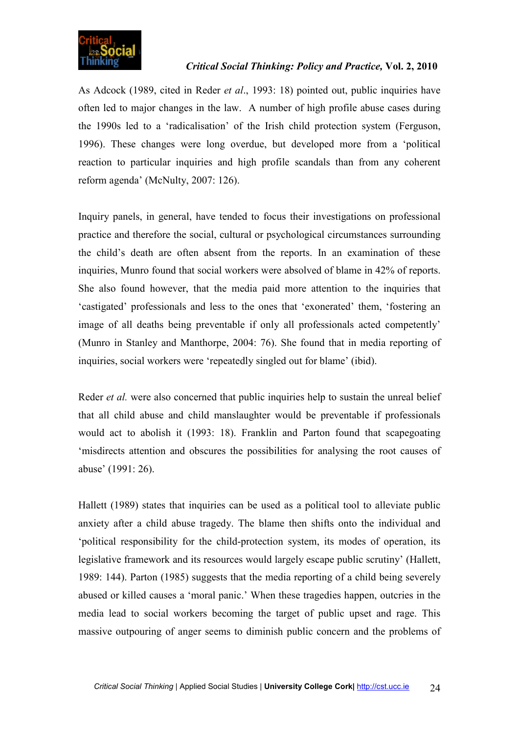As Adcock (1989, cited in Reder *et al*., 1993: 18) pointed out, public inquiries have often led to major changes in the law. A number of high profile abuse cases during the 1990s led to a 'radicalisation' of the Irish child protection system (Ferguson, 1996). These changes were long overdue, but developed more from a 'political reaction to particular inquiries and high profile scandals than from any coherent reform agenda' (McNulty, 2007: 126).

Inquiry panels, in general, have tended to focus their investigations on professional practice and therefore the social, cultural or psychological circumstances surrounding the child's death are often absent from the reports. In an examination of these inquiries, Munro found that social workers were absolved of blame in 42% of reports. She also found however, that the media paid more attention to the inquiries that 'castigated' professionals and less to the ones that 'exonerated' them, 'fostering an image of all deaths being preventable if only all professionals acted competently' (Munro in Stanley and Manthorpe, 2004: 76). She found that in media reporting of inquiries, social workers were 'repeatedly singled out for blame' (ibid).

Reder *et al.* were also concerned that public inquiries help to sustain the unreal belief that all child abuse and child manslaughter would be preventable if professionals would act to abolish it (1993: 18). Franklin and Parton found that scapegoating 'misdirects attention and obscures the possibilities for analysing the root causes of abuse' (1991: 26).

Hallett (1989) states that inquiries can be used as a political tool to alleviate public anxiety after a child abuse tragedy. The blame then shifts onto the individual and 'political responsibility for the child-protection system, its modes of operation, its legislative framework and its resources would largely escape public scrutiny' (Hallett, 1989: 144). Parton (1985) suggests that the media reporting of a child being severely abused or killed causes a 'moral panic.' When these tragedies happen, outcries in the media lead to social workers becoming the target of public upset and rage. This massive outpouring of anger seems to diminish public concern and the problems of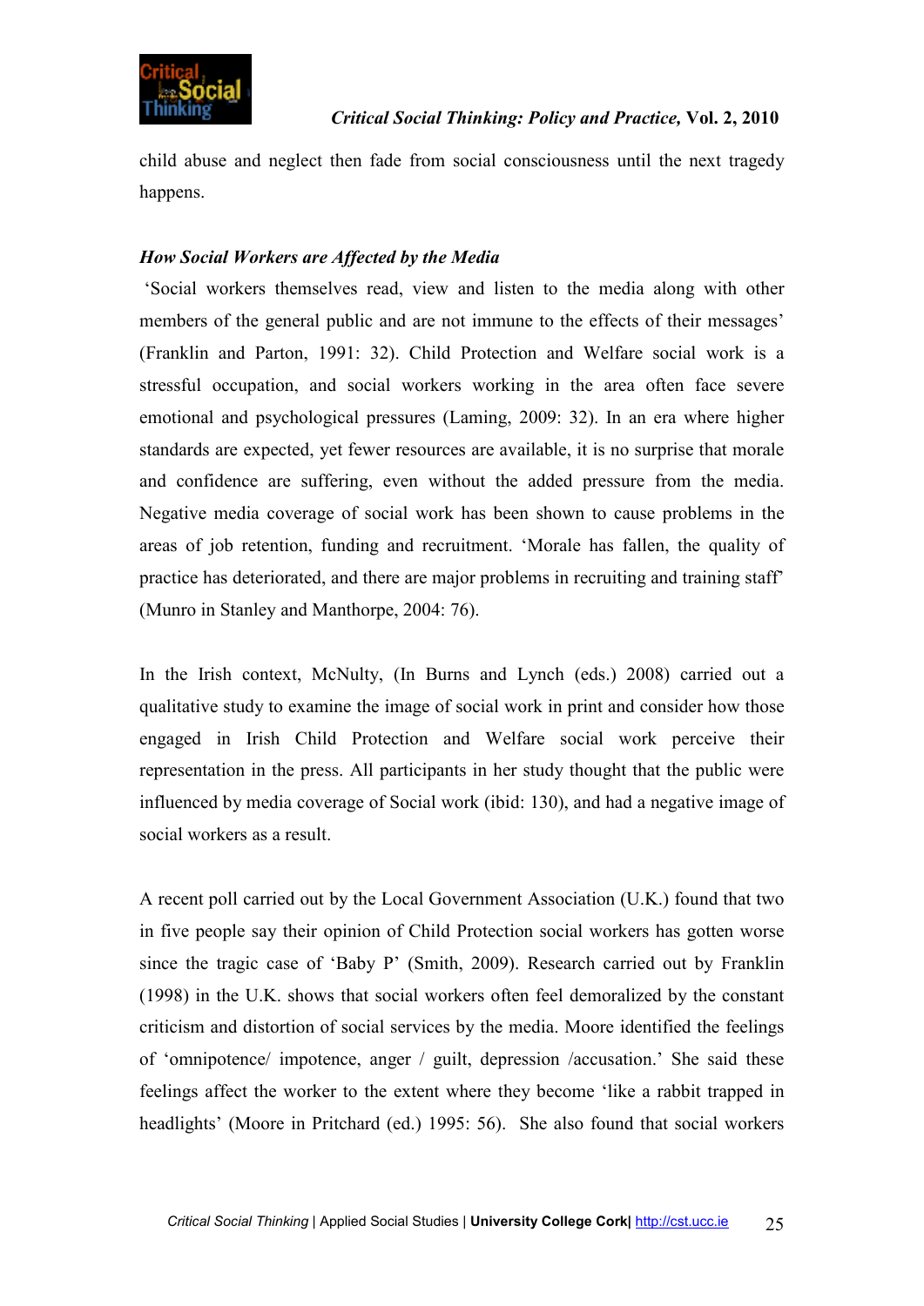child abuse and neglect then fade from social consciousness until the next tragedy happens.

***How Social Workers are Affected by the Media***

'Social workers themselves read, view and listen to the media along with other members of the general public and are not immune to the effects of their messages' (Franklin and Parton, 1991: 32). Child Protection and Welfare social work is a stressful occupation, and social workers working in the area often face severe emotional and psychological pressures (Laming, 2009: 32). In an era where higher standards are expected, yet fewer resources are available, it is no surprise that morale and confidence are suffering, even without the added pressure from the media. Negative media coverage of social work has been shown to cause problems in the areas of job retention, funding and recruitment. 'Morale has fallen, the quality of practice has deteriorated, and there are major problems in recruiting and training staff' (Munro in Stanley and Manthorpe, 2004: 76).

In the Irish context, McNulty, (In Burns and Lynch (eds.) 2008) carried out a qualitative study to examine the image of social work in print and consider how those engaged in Irish Child Protection and Welfare social work perceive their representation in the press. All participants in her study thought that the public were influenced by media coverage of Social work (ibid: 130), and had a negative image of social workers as a result.

A recent poll carried out by the Local Government Association (U.K.) found that two in five people say their opinion of Child Protection social workers has gotten worse since the tragic case of 'Baby P' (Smith, 2009). Research carried out by Franklin (1998) in the U.K. shows that social workers often feel demoralized by the constant criticism and distortion of social services by the media. Moore identified the feelings of 'omnipotence/ impotence, anger / guilt, depression /accusation.' She said these feelings affect the worker to the extent where they become 'like a rabbit trapped in headlights' (Moore in Pritchard (ed.) 1995: 56). She also found that social workers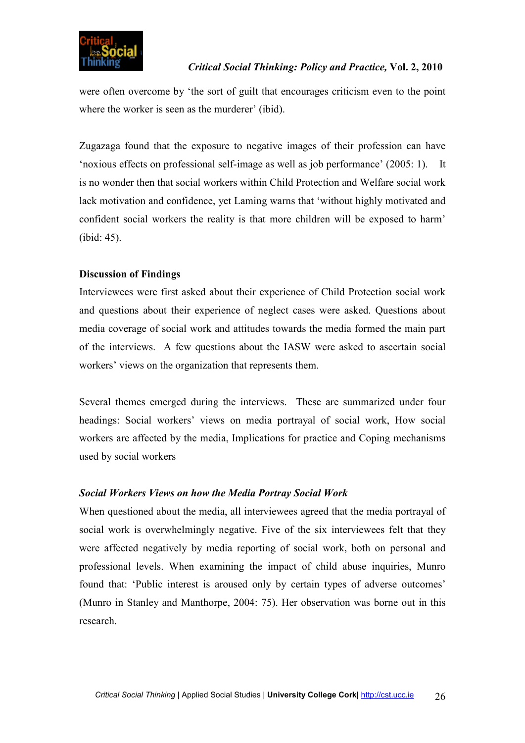were often overcome by 'the sort of guilt that encourages criticism even to the point where the worker is seen as the murderer' (ibid).

Zugazaga found that the exposure to negative images of their profession can have 'noxious effects on professional self-image as well as job performance' (2005: 1). It is no wonder then that social workers within Child Protection and Welfare social work lack motivation and confidence, yet Laming warns that 'without highly motivated and confident social workers the reality is that more children will be exposed to harm' (ibid: 45).

**Discussion of Findings**

Interviewees were first asked about their experience of Child Protection social work and questions about their experience of neglect cases were asked. Questions about media coverage of social work and attitudes towards the media formed the main part of the interviews. A few questions about the IASW were asked to ascertain social workers' views on the organization that represents them.

Several themes emerged during the interviews. These are summarized under four headings: Social workers' views on media portrayal of social work, How social workers are affected by the media, Implications for practice and Coping mechanisms used by social workers

***Social Workers Views on how the Media Portray Social Work***

When questioned about the media, all interviewees agreed that the media portrayal of social work is overwhelmingly negative. Five of the six interviewees felt that they were affected negatively by media reporting of social work, both on personal and professional levels. When examining the impact of child abuse inquiries, Munro found that: 'Public interest is aroused only by certain types of adverse outcomes' (Munro in Stanley and Manthorpe, 2004: 75). Her observation was borne out in this research.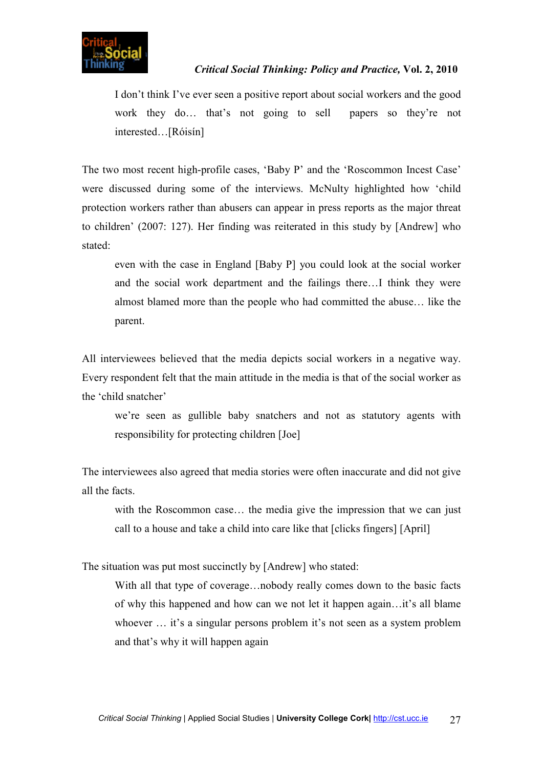> I don't think I've ever seen a positive report about social workers and the good work they do… that's not going to sell papers so they're not interested…[Róisín]

The two most recent high-profile cases, 'Baby P' and the 'Roscommon Incest Case' were discussed during some of the interviews. McNulty highlighted how 'child protection workers rather than abusers can appear in press reports as the major threat to children' (2007: 127). Her finding was reiterated in this study by [Andrew] who stated:

> even with the case in England [Baby P] you could look at the social worker and the social work department and the failings there…I think they were almost blamed more than the people who had committed the abuse… like the parent.

All interviewees believed that the media depicts social workers in a negative way. Every respondent felt that the main attitude in the media is that of the social worker as the 'child snatcher'

> we're seen as gullible baby snatchers and not as statutory agents with responsibility for protecting children [Joe]

The interviewees also agreed that media stories were often inaccurate and did not give all the facts.

> with the Roscommon case… the media give the impression that we can just call to a house and take a child into care like that [clicks fingers] [April]

The situation was put most succinctly by [Andrew] who stated:

> With all that type of coverage…nobody really comes down to the basic facts of why this happened and how can we not let it happen again…it's all blame whoever … it's a singular persons problem it's not seen as a system problem and that's why it will happen again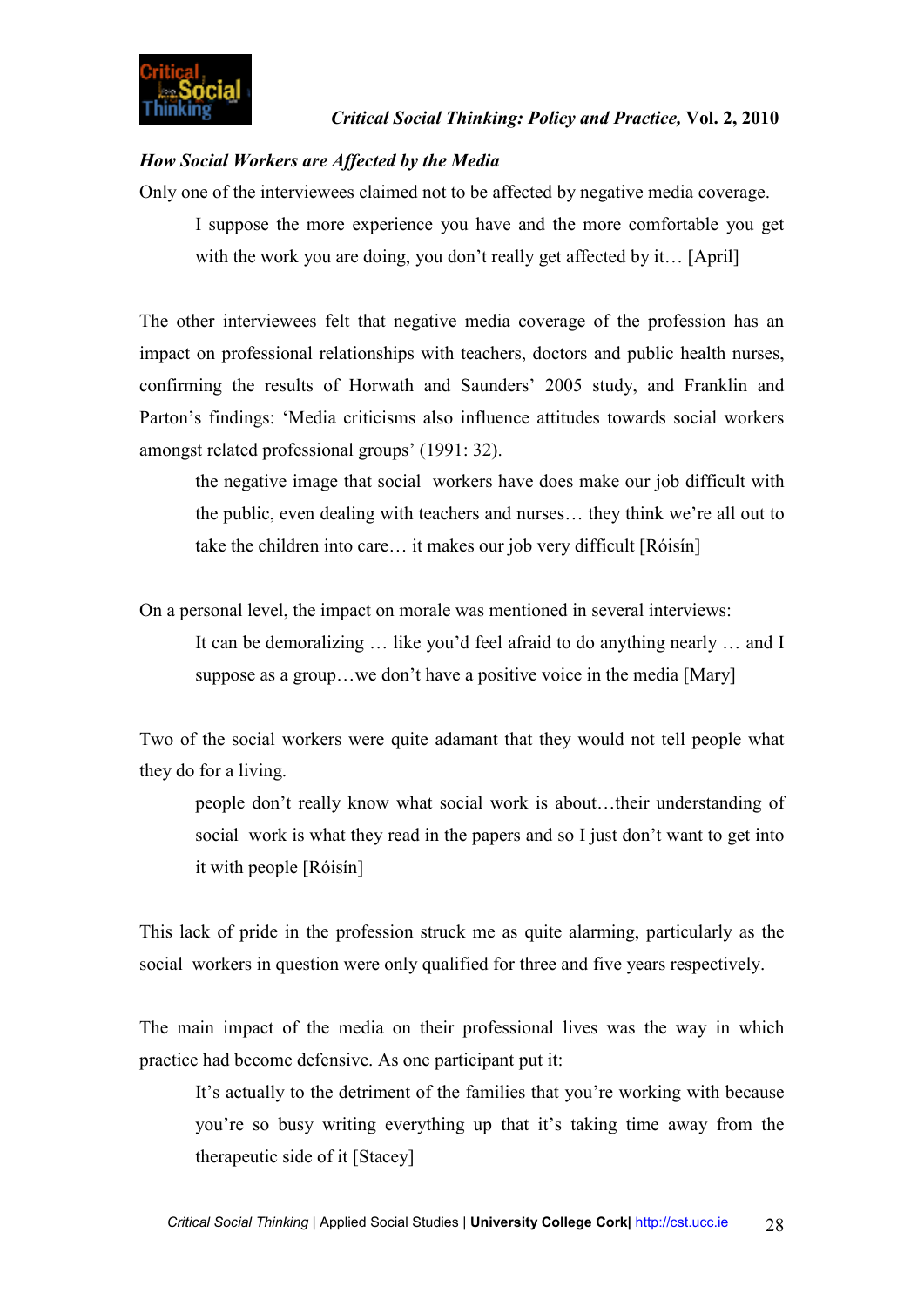*How Social Workers are Affected by the Media*

Only one of the interviewees claimed not to be affected by negative media coverage.

> I suppose the more experience you have and the more comfortable you get with the work you are doing, you don't really get affected by it… [April]

The other interviewees felt that negative media coverage of the profession has an impact on professional relationships with teachers, doctors and public health nurses, confirming the results of Horwath and Saunders' 2005 study, and Franklin and Parton's findings: 'Media criticisms also influence attitudes towards social workers amongst related professional groups' (1991: 32).

> the negative image that social workers have does make our job difficult with the public, even dealing with teachers and nurses… they think we're all out to take the children into care… it makes our job very difficult [Róisín]

On a personal level, the impact on morale was mentioned in several interviews:

> It can be demoralizing … like you'd feel afraid to do anything nearly … and I suppose as a group…we don't have a positive voice in the media [Mary]

Two of the social workers were quite adamant that they would not tell people what they do for a living.

> people don't really know what social work is about…their understanding of social work is what they read in the papers and so I just don't want to get into it with people [Róisín]

This lack of pride in the profession struck me as quite alarming, particularly as the social workers in question were only qualified for three and five years respectively.

The main impact of the media on their professional lives was the way in which practice had become defensive. As one participant put it:

> It's actually to the detriment of the families that you're working with because you're so busy writing everything up that it's taking time away from the therapeutic side of it [Stacey]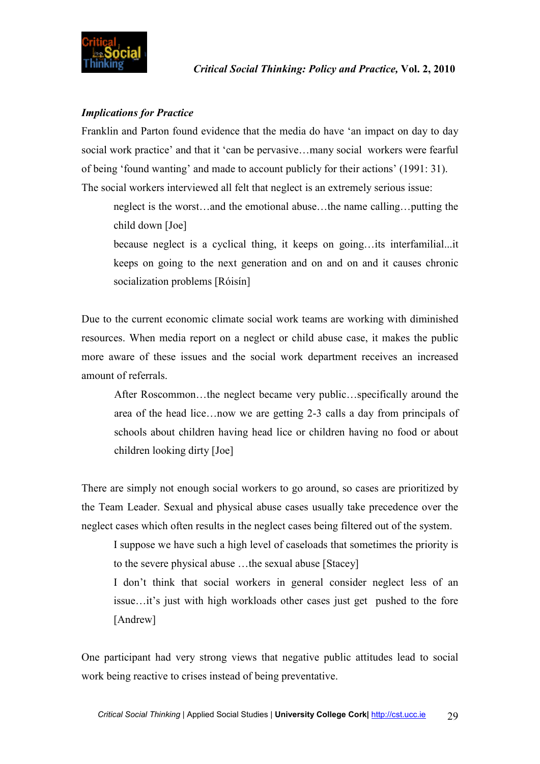### *Implications for Practice*

Franklin and Parton found evidence that the media do have 'an impact on day to day social work practice' and that it 'can be pervasive…many social workers were fearful of being 'found wanting' and made to account publicly for their actions' (1991: 31). The social workers interviewed all felt that neglect is an extremely serious issue:

> neglect is the worst…and the emotional abuse…the name calling…putting the child down [Joe]
>
> because neglect is a cyclical thing, it keeps on going…its interfamilial...it keeps on going to the next generation and on and on and it causes chronic socialization problems [Róisín]

Due to the current economic climate social work teams are working with diminished resources. When media report on a neglect or child abuse case, it makes the public more aware of these issues and the social work department receives an increased amount of referrals.

> After Roscommon…the neglect became very public…specifically around the area of the head lice…now we are getting 2-3 calls a day from principals of schools about children having head lice or children having no food or about children looking dirty [Joe]

There are simply not enough social workers to go around, so cases are prioritized by the Team Leader. Sexual and physical abuse cases usually take precedence over the neglect cases which often results in the neglect cases being filtered out of the system.

> I suppose we have such a high level of caseloads that sometimes the priority is to the severe physical abuse …the sexual abuse [Stacey]
>
> I don't think that social workers in general consider neglect less of an issue…it's just with high workloads other cases just get pushed to the fore [Andrew]

One participant had very strong views that negative public attitudes lead to social work being reactive to crises instead of being preventative.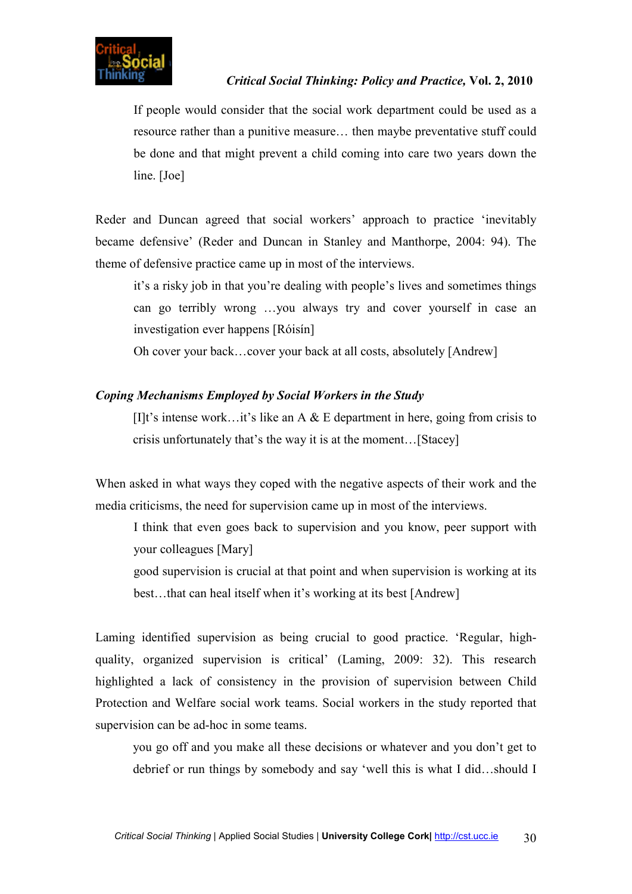> If people would consider that the social work department could be used as a resource rather than a punitive measure… then maybe preventative stuff could be done and that might prevent a child coming into care two years down the line. [Joe]

Reder and Duncan agreed that social workers' approach to practice 'inevitably became defensive' (Reder and Duncan in Stanley and Manthorpe, 2004: 94). The theme of defensive practice came up in most of the interviews.

> it's a risky job in that you're dealing with people's lives and sometimes things can go terribly wrong …you always try and cover yourself in case an investigation ever happens [Róisín]
>
> Oh cover your back…cover your back at all costs, absolutely [Andrew]

### *Coping Mechanisms Employed by Social Workers in the Study*

> [I]t's intense work…it's like an A & E department in here, going from crisis to crisis unfortunately that's the way it is at the moment…[Stacey]

When asked in what ways they coped with the negative aspects of their work and the media criticisms, the need for supervision came up in most of the interviews.

> I think that even goes back to supervision and you know, peer support with your colleagues [Mary]
>
> good supervision is crucial at that point and when supervision is working at its best…that can heal itself when it's working at its best [Andrew]

Laming identified supervision as being crucial to good practice. 'Regular, high-quality, organized supervision is critical' (Laming, 2009: 32). This research highlighted a lack of consistency in the provision of supervision between Child Protection and Welfare social work teams. Social workers in the study reported that supervision can be ad-hoc in some teams.

> you go off and you make all these decisions or whatever and you don't get to debrief or run things by somebody and say 'well this is what I did…should I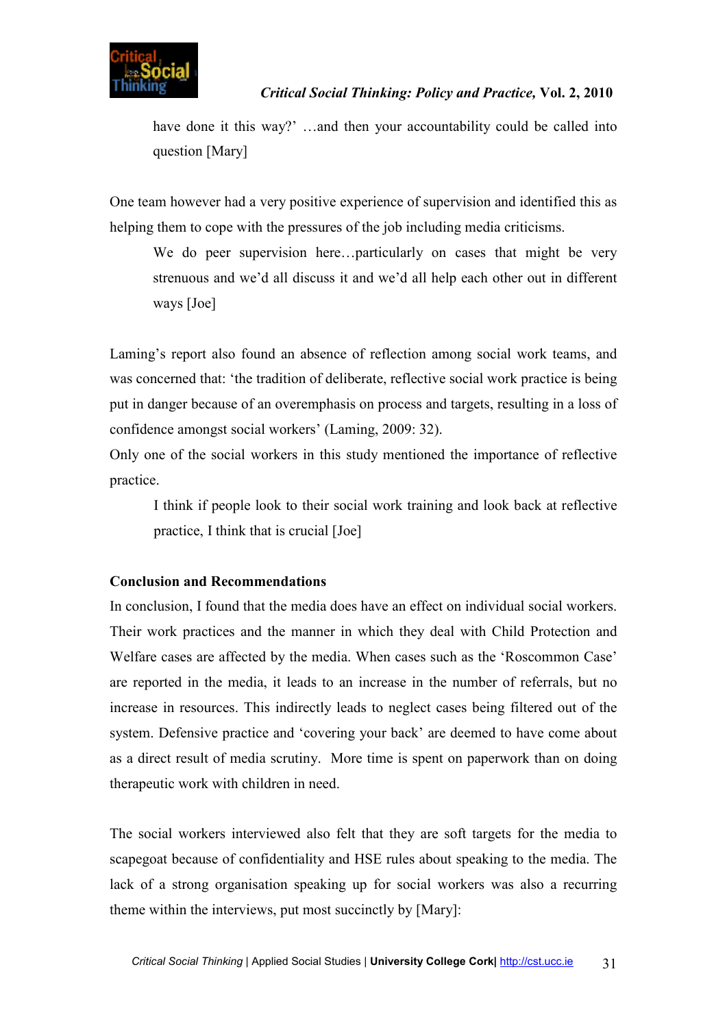> have done it this way?' …and then your accountability could be called into question [Mary]

One team however had a very positive experience of supervision and identified this as helping them to cope with the pressures of the job including media criticisms.

> We do peer supervision here…particularly on cases that might be very strenuous and we'd all discuss it and we'd all help each other out in different ways [Joe]

Laming's report also found an absence of reflection among social work teams, and was concerned that: 'the tradition of deliberate, reflective social work practice is being put in danger because of an overemphasis on process and targets, resulting in a loss of confidence amongst social workers' (Laming, 2009: 32).

Only one of the social workers in this study mentioned the importance of reflective practice.

> I think if people look to their social work training and look back at reflective practice, I think that is crucial [Joe]

**Conclusion and Recommendations**

In conclusion, I found that the media does have an effect on individual social workers. Their work practices and the manner in which they deal with Child Protection and Welfare cases are affected by the media. When cases such as the 'Roscommon Case' are reported in the media, it leads to an increase in the number of referrals, but no increase in resources. This indirectly leads to neglect cases being filtered out of the system. Defensive practice and 'covering your back' are deemed to have come about as a direct result of media scrutiny. More time is spent on paperwork than on doing therapeutic work with children in need.

The social workers interviewed also felt that they are soft targets for the media to scapegoat because of confidentiality and HSE rules about speaking to the media. The lack of a strong organisation speaking up for social workers was also a recurring theme within the interviews, put most succinctly by [Mary]: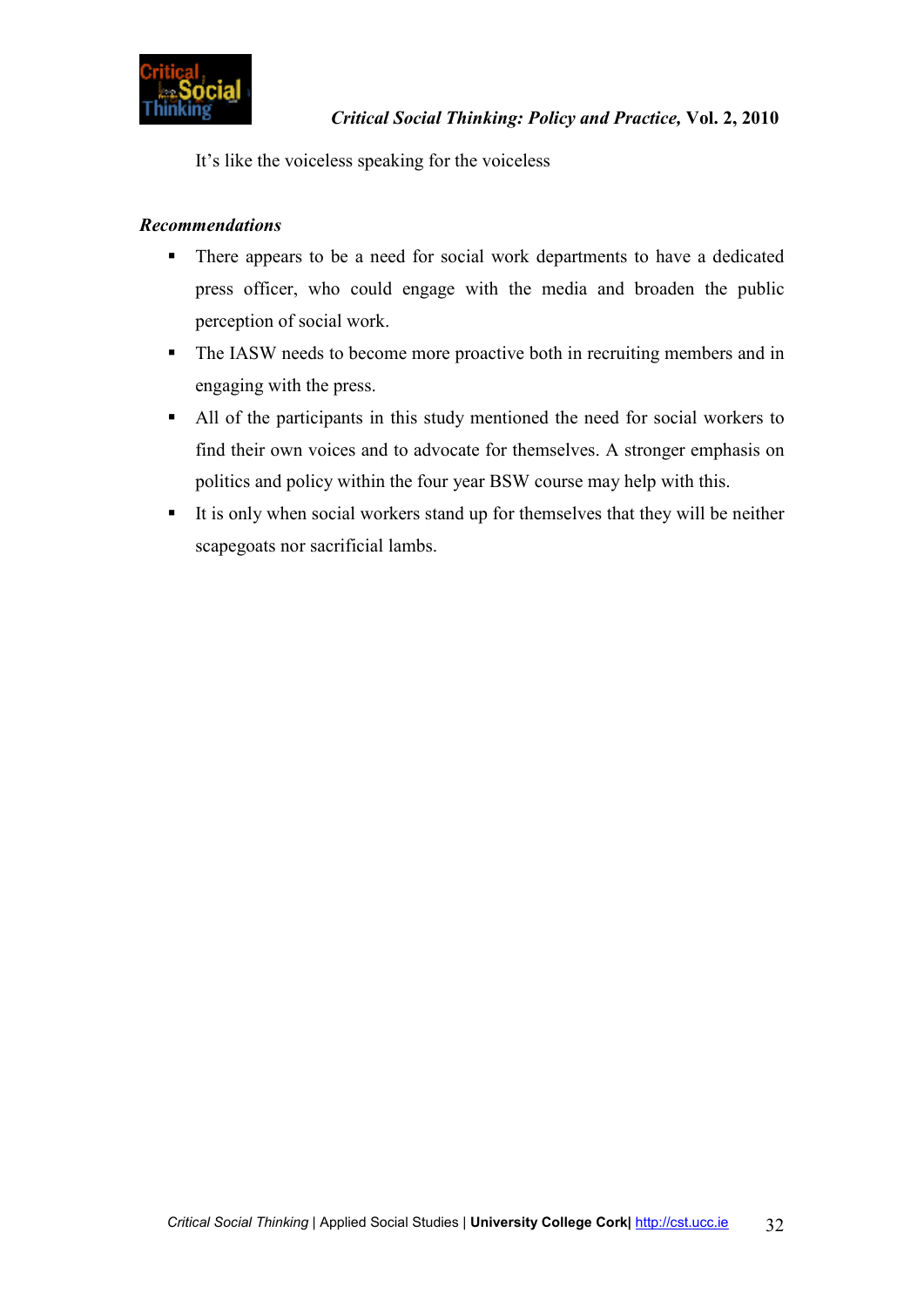It’s like the voiceless speaking for the voiceless

***Recommendations***

- There appears to be a need for social work departments to have a dedicated press officer, who could engage with the media and broaden the public perception of social work.
- The IASW needs to become more proactive both in recruiting members and in engaging with the press.
- All of the participants in this study mentioned the need for social workers to find their own voices and to advocate for themselves. A stronger emphasis on politics and policy within the four year BSW course may help with this.
- It is only when social workers stand up for themselves that they will be neither scapegoats nor sacrificial lambs.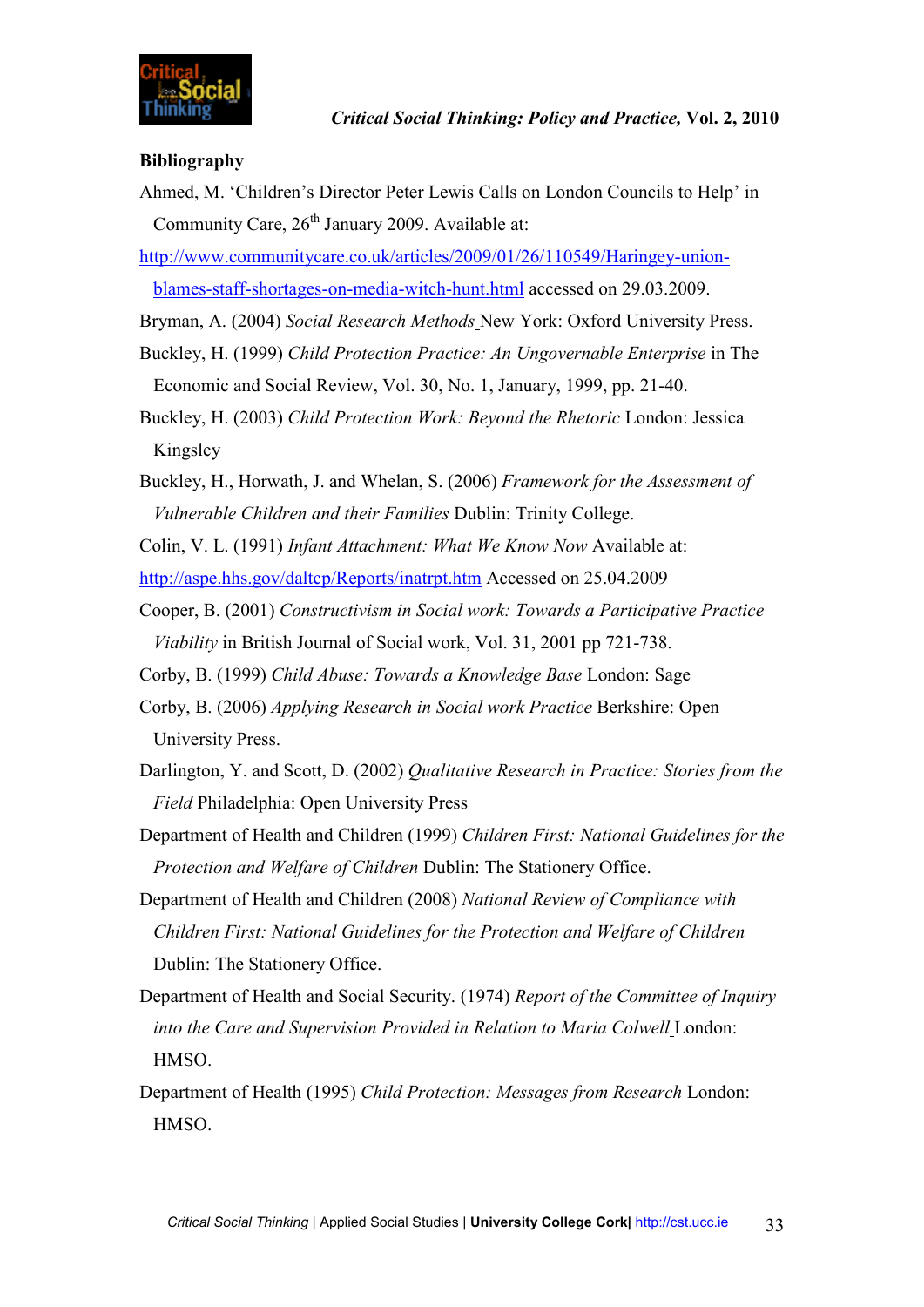## Bibliography

Ahmed, M. 'Children's Director Peter Lewis Calls on London Councils to Help' in Community Care, 26th January 2009. Available at: http://www.communitycare.co.uk/articles/2009/01/26/110549/Haringey-union-blames-staff-shortages-on-media-witch-hunt.html accessed on 29.03.2009.

Bryman, A. (2004) *Social Research Methods* New York: Oxford University Press.

Buckley, H. (1999) *Child Protection Practice: An Ungovernable Enterprise* in The Economic and Social Review, Vol. 30, No. 1, January, 1999, pp. 21-40.

Buckley, H. (2003) *Child Protection Work: Beyond the Rhetoric* London: Jessica Kingsley

Buckley, H., Horwath, J. and Whelan, S. (2006) *Framework for the Assessment of Vulnerable Children and their Families* Dublin: Trinity College.

Colin, V. L. (1991) *Infant Attachment: What We Know Now* Available at: http://aspe.hhs.gov/daltcp/Reports/inatrpt.htm Accessed on 25.04.2009

Cooper, B. (2001) *Constructivism in Social work: Towards a Participative Practice Viability* in British Journal of Social work, Vol. 31, 2001 pp 721-738.

Corby, B. (1999) *Child Abuse: Towards a Knowledge Base* London: Sage

Corby, B. (2006) *Applying Research in Social work Practice* Berkshire: Open University Press.

Darlington, Y. and Scott, D. (2002) *Qualitative Research in Practice: Stories from the Field* Philadelphia: Open University Press

Department of Health and Children (1999) *Children First: National Guidelines for the Protection and Welfare of Children* Dublin: The Stationery Office.

Department of Health and Children (2008) *National Review of Compliance with Children First: National Guidelines for the Protection and Welfare of Children* Dublin: The Stationery Office.

Department of Health and Social Security. (1974) *Report of the Committee of Inquiry into the Care and Supervision Provided in Relation to Maria Colwell* London: HMSO.

Department of Health (1995) *Child Protection: Messages from Research* London: HMSO.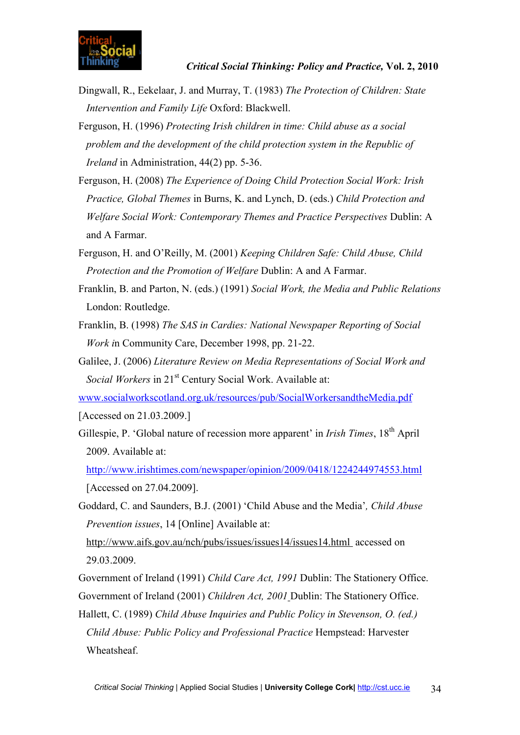Dingwall, R., Eekelaar, J. and Murray, T. (1983) *The Protection of Children: State Intervention and Family Life* Oxford: Blackwell.

Ferguson, H. (1996) *Protecting Irish children in time: Child abuse as a social problem and the development of the child protection system in the Republic of Ireland* in Administration, 44(2) pp. 5-36.

Ferguson, H. (2008) *The Experience of Doing Child Protection Social Work: Irish Practice, Global Themes* in Burns, K. and Lynch, D. (eds.) *Child Protection and Welfare Social Work: Contemporary Themes and Practice Perspectives* Dublin: A and A Farmar.

Ferguson, H. and O'Reilly, M. (2001) *Keeping Children Safe: Child Abuse, Child Protection and the Promotion of Welfare* Dublin: A and A Farmar.

Franklin, B. and Parton, N. (eds.) (1991) *Social Work, the Media and Public Relations* London: Routledge.

Franklin, B. (1998) *The SAS in Cardies: National Newspaper Reporting of Social Work i*n Community Care, December 1998, pp. 21-22.

Galilee, J. (2006) *Literature Review on Media Representations of Social Work and Social Workers* in 21st Century Social Work. Available at: www.socialworkscotland.org.uk/resources/pub/SocialWorkersandtheMedia.pdf [Accessed on 21.03.2009.]

Gillespie, P. 'Global nature of recession more apparent' in *Irish Times*, 18th April 2009. Available at: http://www.irishtimes.com/newspaper/opinion/2009/0418/1224244974553.html [Accessed on 27.04.2009].

Goddard, C. and Saunders, B.J. (2001) 'Child Abuse and the Media'*, Child Abuse Prevention issues*, 14 [Online] Available at: http://www.aifs.gov.au/nch/pubs/issues/issues14/issues14.html accessed on 29.03.2009.

Government of Ireland (1991) *Child Care Act, 1991* Dublin: The Stationery Office.

Government of Ireland (2001) *Children Act, 2001* Dublin: The Stationery Office.

Hallett, C. (1989) *Child Abuse Inquiries and Public Policy in Stevenson, O. (ed.) Child Abuse: Public Policy and Professional Practice* Hempstead: Harvester Wheatsheaf.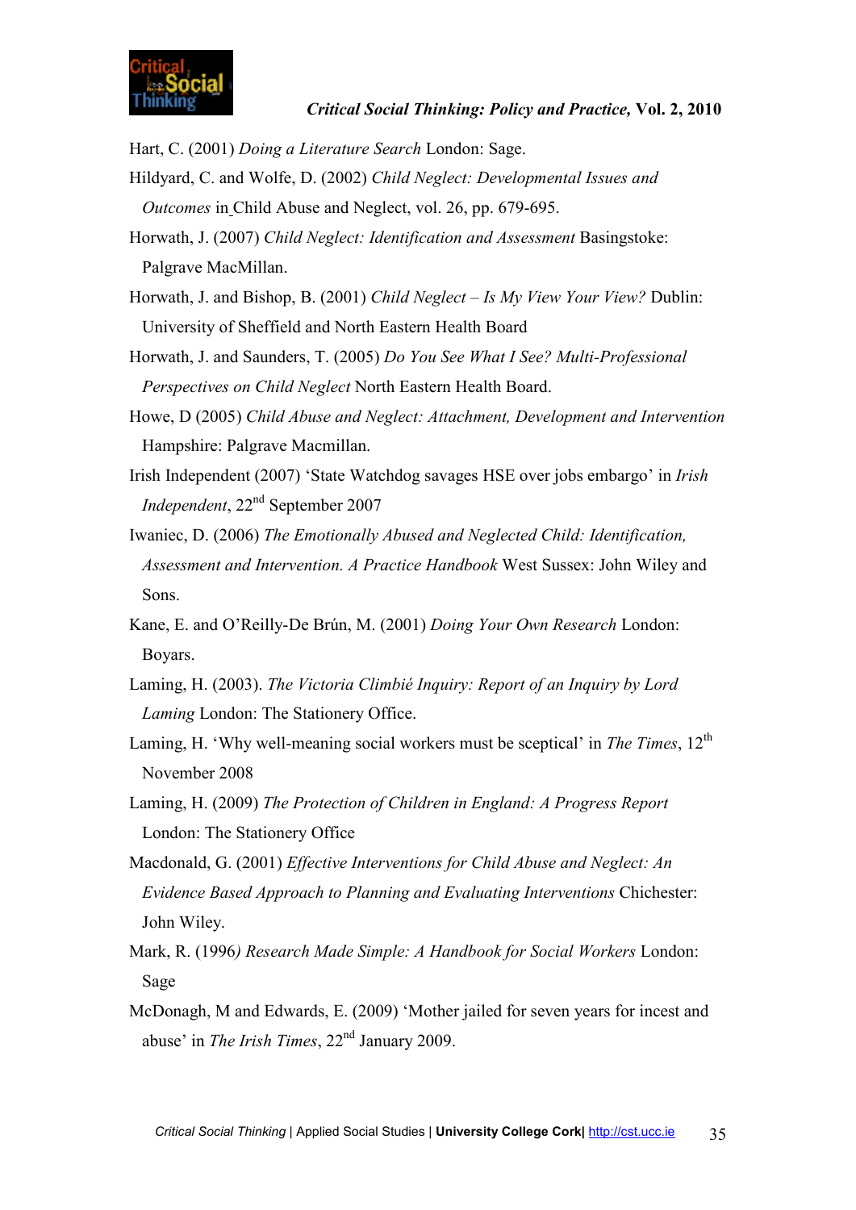Hart, C. (2001) *Doing a Literature Search* London: Sage.

Hildyard, C. and Wolfe, D. (2002) *Child Neglect: Developmental Issues and Outcomes* in Child Abuse and Neglect, vol. 26, pp. 679-695.

Horwath, J. (2007) *Child Neglect: Identification and Assessment* Basingstoke: Palgrave MacMillan.

Horwath, J. and Bishop, B. (2001) *Child Neglect – Is My View Your View?* Dublin: University of Sheffield and North Eastern Health Board

Horwath, J. and Saunders, T. (2005) *Do You See What I See? Multi-Professional Perspectives on Child Neglect* North Eastern Health Board.

Howe, D (2005) *Child Abuse and Neglect: Attachment, Development and Intervention* Hampshire: Palgrave Macmillan.

Irish Independent (2007) 'State Watchdog savages HSE over jobs embargo' in *Irish Independent*, 22nd September 2007

Iwaniec, D. (2006) *The Emotionally Abused and Neglected Child: Identification, Assessment and Intervention. A Practice Handbook* West Sussex: John Wiley and Sons.

Kane, E. and O'Reilly-De Brún, M. (2001) *Doing Your Own Research* London: Boyars.

Laming, H. (2003). *The Victoria Climbié Inquiry: Report of an Inquiry by Lord Laming* London: The Stationery Office.

Laming, H. 'Why well-meaning social workers must be sceptical' in *The Times*, 12th November 2008

Laming, H. (2009) *The Protection of Children in England: A Progress Report* London: The Stationery Office

Macdonald, G. (2001) *Effective Interventions for Child Abuse and Neglect: An Evidence Based Approach to Planning and Evaluating Interventions* Chichester: John Wiley.

Mark, R. (1996*) Research Made Simple: A Handbook for Social Workers* London: Sage

McDonagh, M and Edwards, E. (2009) 'Mother jailed for seven years for incest and abuse' in *The Irish Times*, 22nd January 2009.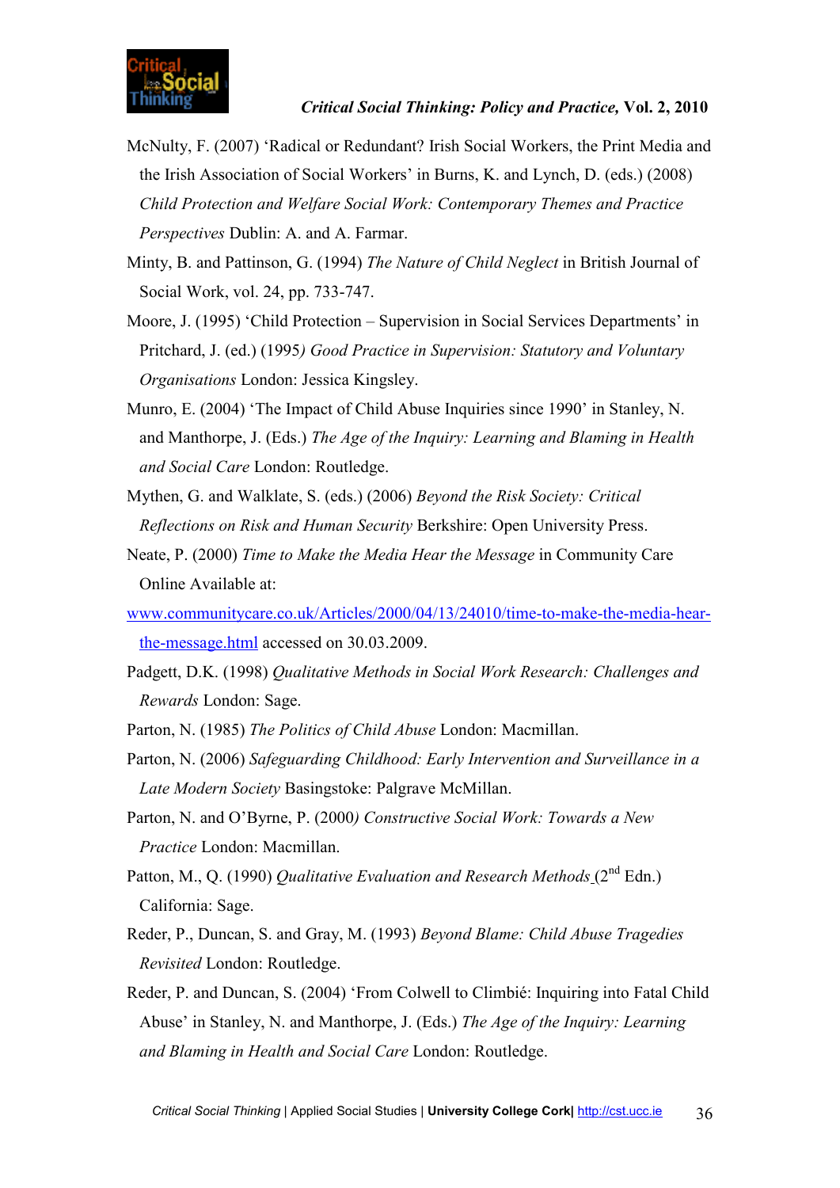McNulty, F. (2007) 'Radical or Redundant? Irish Social Workers, the Print Media and the Irish Association of Social Workers' in Burns, K. and Lynch, D. (eds.) (2008) *Child Protection and Welfare Social Work: Contemporary Themes and Practice Perspectives* Dublin: A. and A. Farmar.

Minty, B. and Pattinson, G. (1994) *The Nature of Child Neglect* in British Journal of Social Work, vol. 24, pp. 733-747.

Moore, J. (1995) 'Child Protection – Supervision in Social Services Departments' in Pritchard, J. (ed.) (1995*) Good Practice in Supervision: Statutory and Voluntary Organisations* London: Jessica Kingsley.

Munro, E. (2004) 'The Impact of Child Abuse Inquiries since 1990' in Stanley, N. and Manthorpe, J. (Eds.) *The Age of the Inquiry: Learning and Blaming in Health and Social Care* London: Routledge.

Mythen, G. and Walklate, S. (eds.) (2006) *Beyond the Risk Society: Critical Reflections on Risk and Human Security* Berkshire: Open University Press.

Neate, P. (2000) *Time to Make the Media Hear the Message* in Community Care Online Available at: www.communitycare.co.uk/Articles/2000/04/13/24010/time-to-make-the-media-hear-the-message.html accessed on 30.03.2009.

Padgett, D.K. (1998) *Qualitative Methods in Social Work Research: Challenges and Rewards* London: Sage.

Parton, N. (1985) *The Politics of Child Abuse* London: Macmillan.

Parton, N. (2006) *Safeguarding Childhood: Early Intervention and Surveillance in a Late Modern Society* Basingstoke: Palgrave McMillan.

Parton, N. and O'Byrne, P. (2000*) Constructive Social Work: Towards a New Practice* London: Macmillan.

Patton, M., Q. (1990) *Qualitative Evaluation and Research Methods* (2nd Edn.) California: Sage.

Reder, P., Duncan, S. and Gray, M. (1993) *Beyond Blame: Child Abuse Tragedies Revisited* London: Routledge.

Reder, P. and Duncan, S. (2004) 'From Colwell to Climbié: Inquiring into Fatal Child Abuse' in Stanley, N. and Manthorpe, J. (Eds.) *The Age of the Inquiry: Learning and Blaming in Health and Social Care* London: Routledge.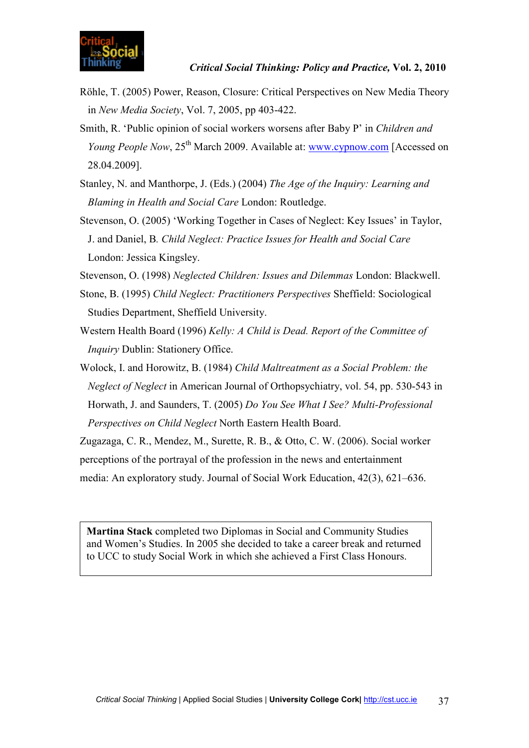Röhle, T. (2005) Power, Reason, Closure: Critical Perspectives on New Media Theory in *New Media Society*, Vol. 7, 2005, pp 403-422.

Smith, R. 'Public opinion of social workers worsens after Baby P' in *Children and Young People Now*, 25th March 2009. Available at: www.cypnow.com [Accessed on 28.04.2009].

Stanley, N. and Manthorpe, J. (Eds.) (2004) *The Age of the Inquiry: Learning and Blaming in Health and Social Care* London: Routledge.

Stevenson, O. (2005) 'Working Together in Cases of Neglect: Key Issues' in Taylor, J. and Daniel, B. *Child Neglect: Practice Issues for Health and Social Care* London: Jessica Kingsley.

Stevenson, O. (1998) *Neglected Children: Issues and Dilemmas* London: Blackwell.

Stone, B. (1995) *Child Neglect: Practitioners Perspectives* Sheffield: Sociological Studies Department, Sheffield University.

Western Health Board (1996) *Kelly: A Child is Dead. Report of the Committee of Inquiry* Dublin: Stationery Office.

Wolock, I. and Horowitz, B. (1984) *Child Maltreatment as a Social Problem: the Neglect of Neglect* in American Journal of Orthopsychiatry, vol. 54, pp. 530-543 in Horwath, J. and Saunders, T. (2005) *Do You See What I See? Multi-Professional Perspectives on Child Neglect* North Eastern Health Board.

Zugazaga, C. R., Mendez, M., Surette, R. B., & Otto, C. W. (2006). Social worker perceptions of the portrayal of the profession in the news and entertainment media: An exploratory study. Journal of Social Work Education, 42(3), 621–636.

**Martina Stack** completed two Diplomas in Social and Community Studies and Women's Studies. In 2005 she decided to take a career break and returned to UCC to study Social Work in which she achieved a First Class Honours.